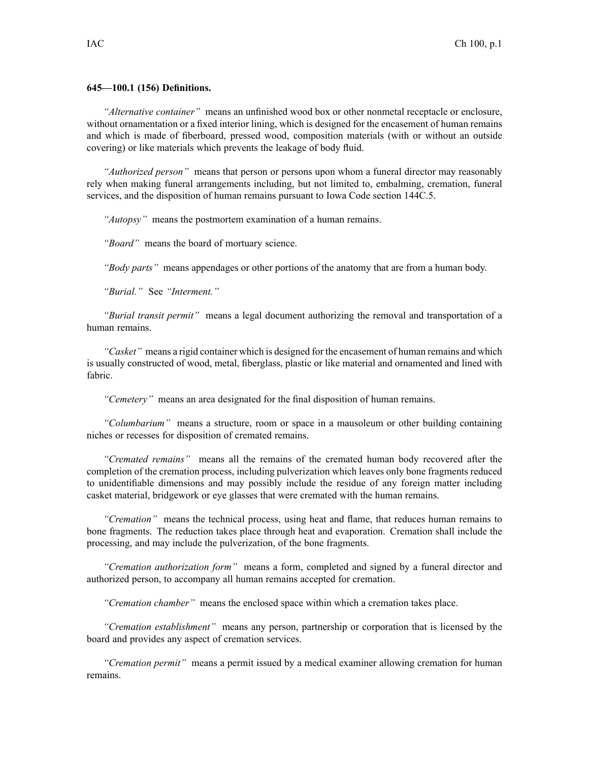**645—100.1 (156) Definitions.**

*"Alternative container"* means an unfinished wood box or other nonmetal receptacle or enclosure, without ornamentation or a fixed interior lining, which is designed for the encasement of human remains and which is made of fiberboard, pressed wood, composition materials (with or without an outside covering) or like materials which prevents the leakage of body fluid.

*"Authorized person"* means that person or persons upon whom a funeral director may reasonably rely when making funeral arrangements including, but not limited to, embalming, cremation, funeral services, and the disposition of human remains pursuant to Iowa Code section 144C.5.

*"Autopsy"* means the postmortem examination of a human remains.

*"Board"* means the board of mortuary science.

*"Body parts"* means appendages or other portions of the anatomy that are from a human body.

*"Burial."* See *"Interment."*

*"Burial transit permit"* means a legal document authorizing the removal and transportation of a human remains.

*"Casket"* means a rigid container which is designed for the encasement of human remains and which is usually constructed of wood, metal, fiberglass, plastic or like material and ornamented and lined with fabric.

*"Cemetery"* means an area designated for the final disposition of human remains.

*"Columbarium"* means a structure, room or space in a mausoleum or other building containing niches or recesses for disposition of cremated remains.

*"Cremated remains"* means all the remains of the cremated human body recovered after the completion of the cremation process, including pulverization which leaves only bone fragments reduced to unidentifiable dimensions and may possibly include the residue of any foreign matter including casket material, bridgework or eye glasses that were cremated with the human remains.

*"Cremation"* means the technical process, using heat and flame, that reduces human remains to bone fragments. The reduction takes place through heat and evaporation. Cremation shall include the processing, and may include the pulverization, of the bone fragments.

*"Cremation authorization form"* means a form, completed and signed by a funeral director and authorized person, to accompany all human remains accepted for cremation.

*"Cremation chamber"* means the enclosed space within which a cremation takes place.

*"Cremation establishment"* means any person, partnership or corporation that is licensed by the board and provides any aspect of cremation services.

*"Cremation permit"* means a permit issued by a medical examiner allowing cremation for human remains.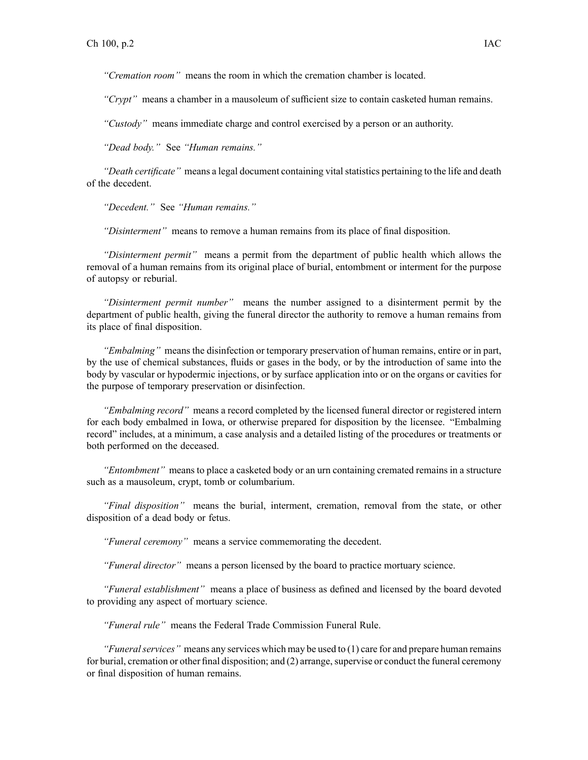*"Cremation room"* means the room in which the cremation chamber is located.

*"Crypt"* means a chamber in a mausoleum of sufficient size to contain casketed human remains.

*"Custody"* means immediate charge and control exercised by a person or an authority.

*"Dead body."* See *"Human remains."*

*"Death certificate"* means a legal document containing vital statistics pertaining to the life and death of the decedent.

*"Decedent."* See *"Human remains."*

*"Disinterment"* means to remove a human remains from its place of final disposition.

*"Disinterment permit"* means a permit from the department of public health which allows the removal of a human remains from its original place of burial, entombment or interment for the purpose of autopsy or reburial.

*"Disinterment permit number"* means the number assigned to a disinterment permit by the department of public health, giving the funeral director the authority to remove a human remains from its place of final disposition.

*"Embalming"* means the disinfection or temporary preservation of human remains, entire or in part, by the use of chemical substances, fluids or gases in the body, or by the introduction of same into the body by vascular or hypodermic injections, or by surface application into or on the organs or cavities for the purpose of temporary preservation or disinfection.

*"Embalming record"* means a record completed by the licensed funeral director or registered intern for each body embalmed in Iowa, or otherwise prepared for disposition by the licensee. "Embalming record" includes, at a minimum, a case analysis and a detailed listing of the procedures or treatments or both performed on the deceased.

*"Entombment"* means to place a casketed body or an urn containing cremated remains in a structure such as a mausoleum, crypt, tomb or columbarium.

*"Final disposition"* means the burial, interment, cremation, removal from the state, or other disposition of a dead body or fetus.

*"Funeral ceremony"* means a service commemorating the decedent.

*"Funeral director"* means a person licensed by the board to practice mortuary science.

*"Funeral establishment"* means a place of business as defined and licensed by the board devoted to providing any aspect of mortuary science.

*"Funeral rule"* means the Federal Trade Commission Funeral Rule.

*"Funeral services"* means any services which may be used to (1) care for and prepare human remains for burial, cremation or other final disposition; and (2) arrange, supervise or conduct the funeral ceremony or final disposition of human remains.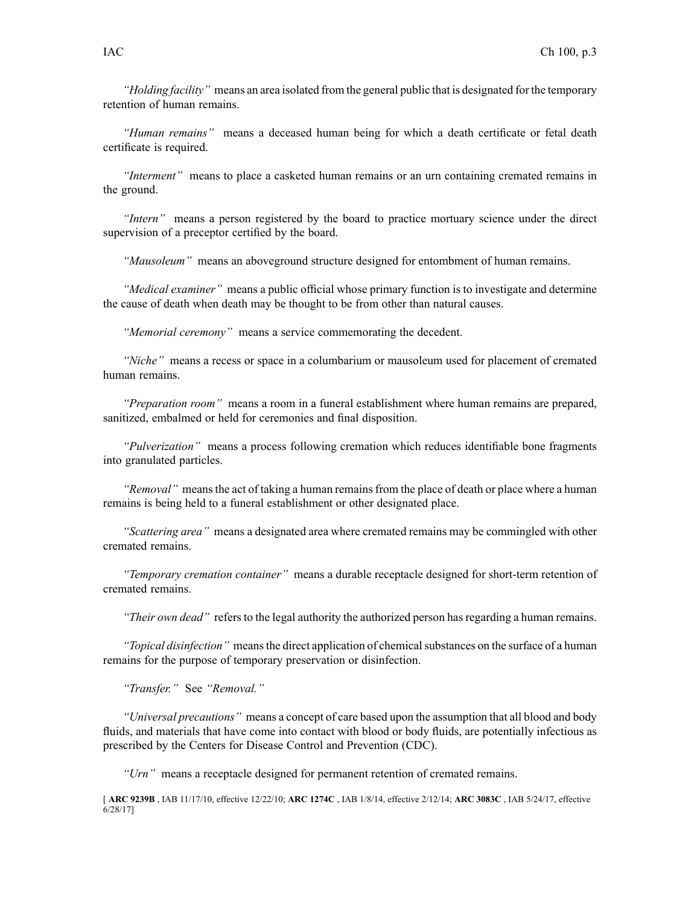*"Holding facility"* means an area isolated from the general public that is designated for the temporary retention of human remains.

*"Human remains"* means a deceased human being for which a death certificate or fetal death certificate is required.

*"Interment"* means to place a casketed human remains or an urn containing cremated remains in the ground.

*"Intern"* means a person registered by the board to practice mortuary science under the direct supervision of a preceptor certified by the board.

*"Mausoleum"* means an aboveground structure designed for entombment of human remains.

*"Medical examiner"* means a public official whose primary function is to investigate and determine the cause of death when death may be thought to be from other than natural causes.

*"Memorial ceremony"* means a service commemorating the decedent.

*"Niche"* means a recess or space in a columbarium or mausoleum used for placement of cremated human remains.

*"Preparation room"* means a room in a funeral establishment where human remains are prepared, sanitized, embalmed or held for ceremonies and final disposition.

*"Pulverization"* means a process following cremation which reduces identifiable bone fragments into granulated particles.

*"Removal"* means the act of taking a human remains from the place of death or place where a human remains is being held to a funeral establishment or other designated place.

*"Scattering area"* means a designated area where cremated remains may be commingled with other cremated remains.

*"Temporary cremation container"* means a durable receptacle designed for short-term retention of cremated remains.

*"Their own dead"* refers to the legal authority the authorized person has regarding a human remains.

*"Topical disinfection"* means the direct application of chemical substances on the surface of a human remains for the purpose of temporary preservation or disinfection.

*"Transfer."* See *"Removal."*

*"Universal precautions"* means a concept of care based upon the assumption that all blood and body fluids, and materials that have come into contact with blood or body fluids, are potentially infectious as prescribed by the Centers for Disease Control and Prevention (CDC).

*"Urn"* means a receptacle designed for permanent retention of cremated remains.

[ **ARC 9239B** , IAB 11/17/10, effective 12/22/10; **ARC 1274C** , IAB 1/8/14, effective 2/12/14; **ARC 3083C** , IAB 5/24/17, effective 6/28/17]